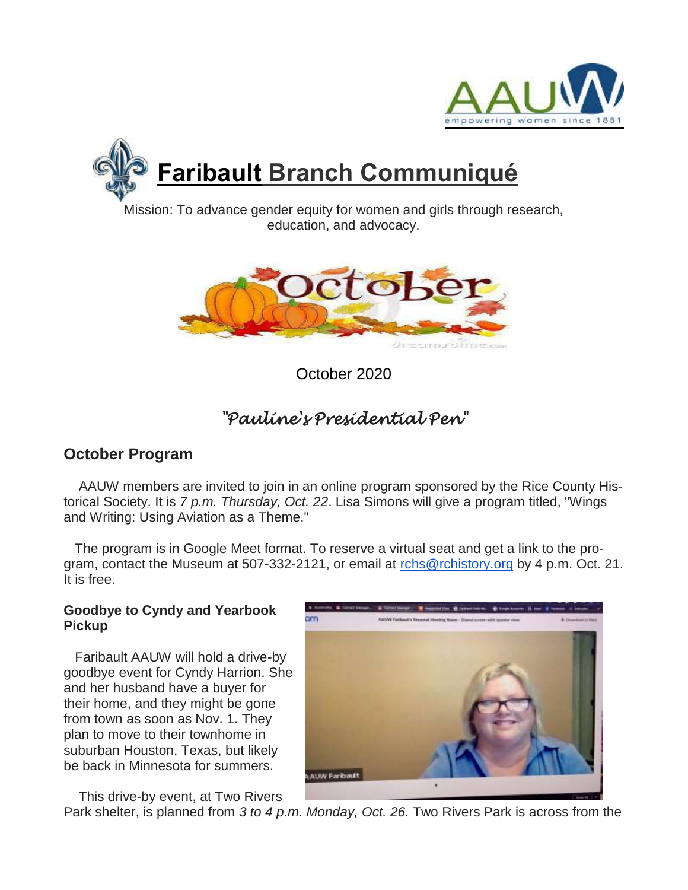# Faribault Branch Communiqué

Mission: To advance gender equity for women and girls through research, education, and advocacy.

October 2020

## "Pauline's Presidential Pen"

## October Program

AAUW members are invited to join in an online program sponsored by the Rice County Historical Society. It is *7 p.m. Thursday, Oct. 22*. Lisa Simons will give a program titled, "Wings and Writing: Using Aviation as a Theme."

The program is in Google Meet format. To reserve a virtual seat and get a link to the program, contact the Museum at 507-332-2121, or email at rchs@rchistory.org by 4 p.m. Oct. 21. It is free.

### Goodbye to Cyndy and Yearbook Pickup

Faribault AAUW will hold a drive-by goodbye event for Cyndy Harrion. She and her husband have a buyer for their home, and they might be gone from town as soon as Nov. 1. They plan to move to their townhome in suburban Houston, Texas, but likely be back in Minnesota for summers.

This drive-by event, at Two Rivers Park shelter, is planned from *3 to 4 p.m. Monday, Oct. 26.* Two Rivers Park is across from the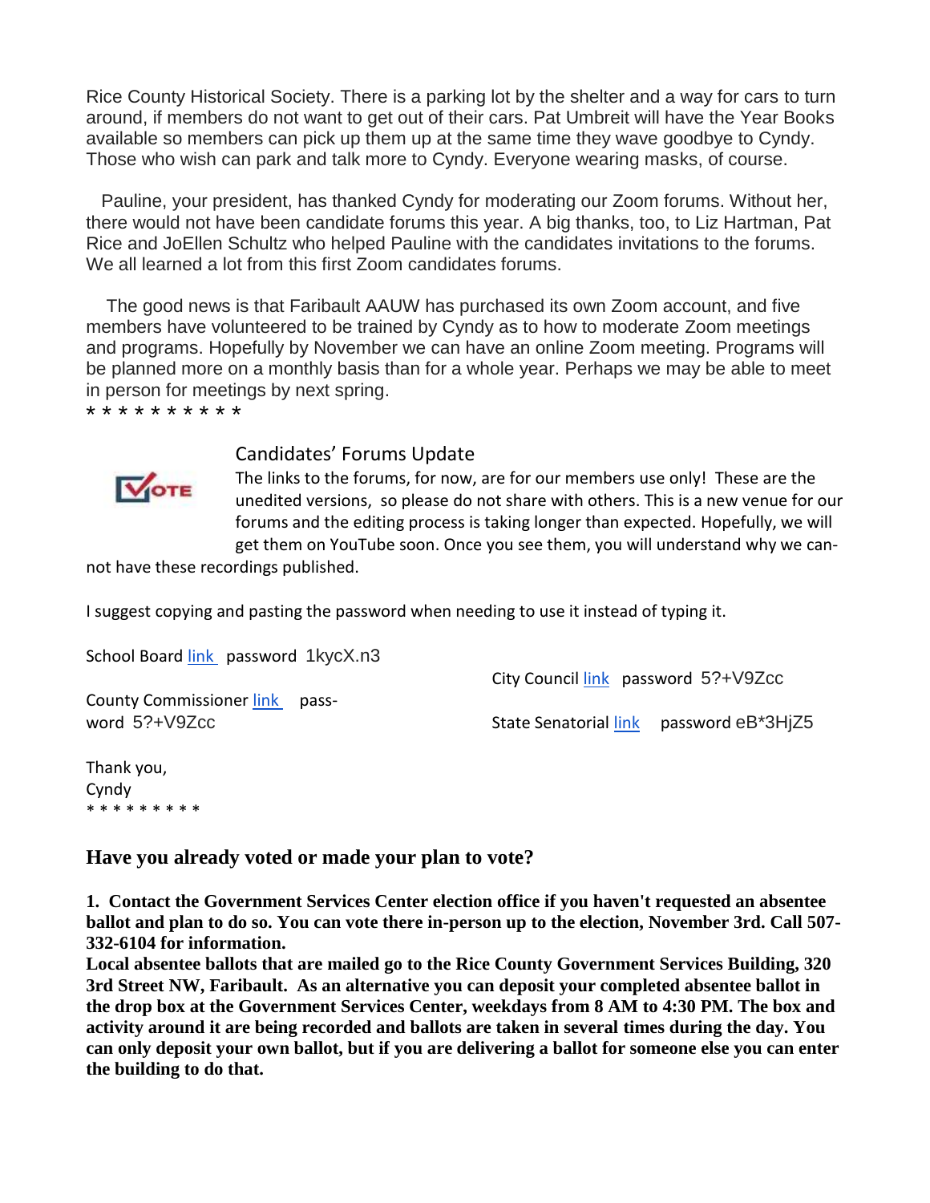Rice County Historical Society. There is a parking lot by the shelter and a way for cars to turn around, if members do not want to get out of their cars. Pat Umbreit will have the Year Books available so members can pick up them up at the same time they wave goodbye to Cyndy. Those who wish can park and talk more to Cyndy. Everyone wearing masks, of course.

Pauline, your president, has thanked Cyndy for moderating our Zoom forums. Without her, there would not have been candidate forums this year. A big thanks, too, to Liz Hartman, Pat Rice and JoEllen Schultz who helped Pauline with the candidates invitations to the forums. We all learned a lot from this first Zoom candidates forums.

The good news is that Faribault AAUW has purchased its own Zoom account, and five members have volunteered to be trained by Cyndy as to how to moderate Zoom meetings and programs. Hopefully by November we can have an online Zoom meeting. Programs will be planned more on a monthly basis than for a whole year. Perhaps we may be able to meet in person for meetings by next spring.

* * * * * * * * * *

## Candidates' Forums Update

The links to the forums, for now, are for our members use only! These are the unedited versions, so please do not share with others. This is a new venue for our forums and the editing process is taking longer than expected. Hopefully, we will get them on YouTube soon. Once you see them, you will understand why we cannot have these recordings published.

I suggest copying and pasting the password when needing to use it instead of typing it.

School Board link password 1kycX.n3

City Council link password 5?+V9Zcc

County Commissioner link password 5?+V9Zcc

State Senatorial link password eB*3HjZ5

Thank you,
Cyndy

* * * * * * * * *

## Have you already voted or made your plan to vote?

**1. Contact the Government Services Center election office if you haven't requested an absentee ballot and plan to do so. You can vote there in-person up to the election, November 3rd. Call 507-332-6104 for information.**

**Local absentee ballots that are mailed go to the Rice County Government Services Building, 320 3rd Street NW, Faribault. As an alternative you can deposit your completed absentee ballot in the drop box at the Government Services Center, weekdays from 8 AM to 4:30 PM. The box and activity around it are being recorded and ballots are taken in several times during the day. You can only deposit your own ballot, but if you are delivering a ballot for someone else you can enter the building to do that.**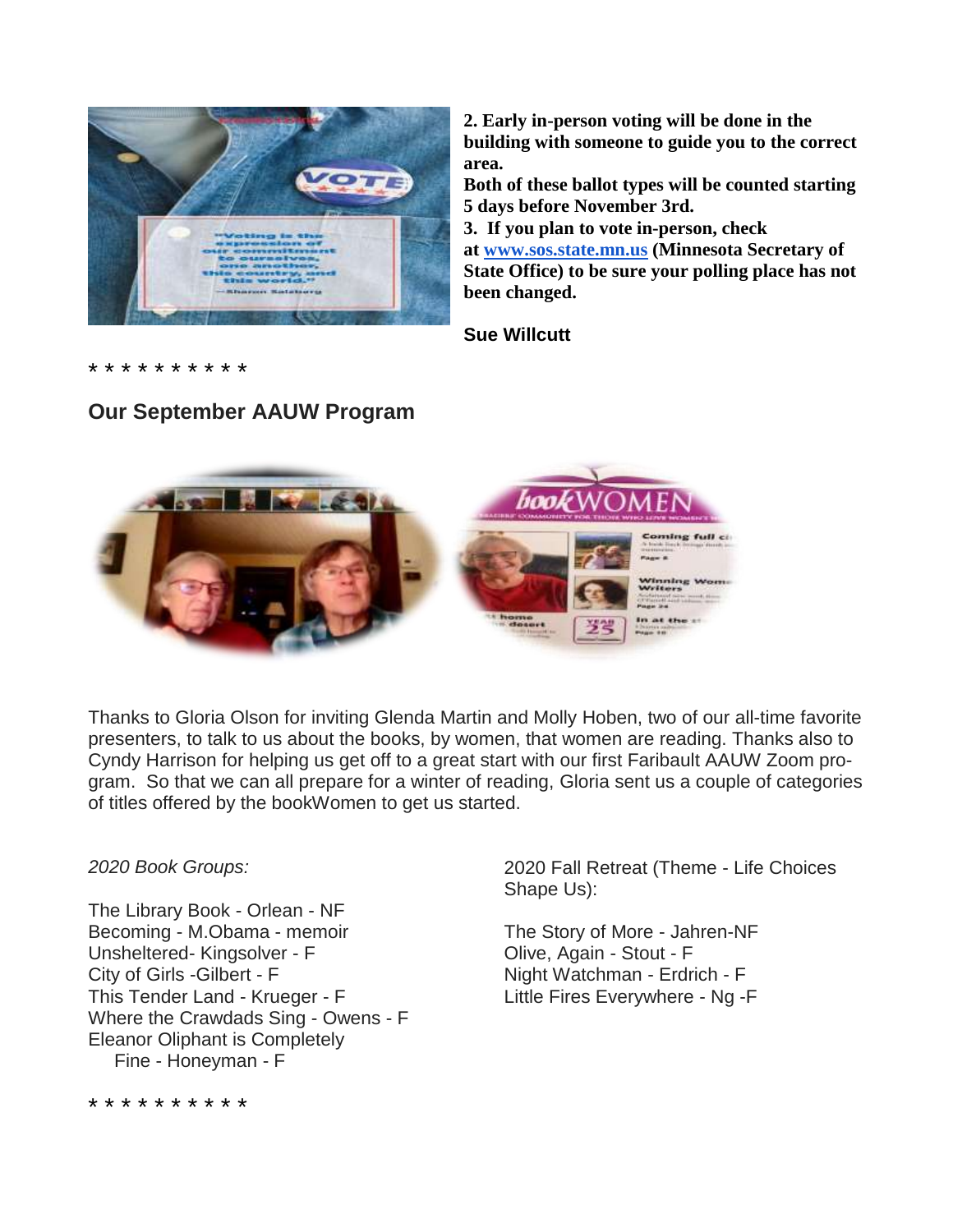**2. Early in-person voting will be done in the building with someone to guide you to the correct area.**
**Both of these ballot types will be counted starting 5 days before November 3rd.**
**3. If you plan to vote in-person, check at [www.sos.state.mn.us](http://www.sos.state.mn.us) (Minnesota Secretary of State Office) to be sure your polling place has not been changed.**

**Sue Willcutt**

* * * * * * * * * *

## Our September AAUW Program

Thanks to Gloria Olson for inviting Glenda Martin and Molly Hoben, two of our all-time favorite presenters, to talk to us about the books, by women, that women are reading. Thanks also to Cyndy Harrison for helping us get off to a great start with our first Faribault AAUW Zoom program. So that we can all prepare for a winter of reading, Gloria sent us a couple of categories of titles offered by the bookWomen to get us started.

*2020 Book Groups:*

The Library Book - Orlean - NF
Becoming - M.Obama - memoir
Unsheltered- Kingsolver - F
City of Girls -Gilbert - F
This Tender Land - Krueger - F
Where the Crawdads Sing - Owens - F
Eleanor Oliphant is Completely Fine - Honeyman - F

2020 Fall Retreat (Theme - Life Choices Shape Us):

The Story of More - Jahren-NF
Olive, Again - Stout - F
Night Watchman - Erdrich - F
Little Fires Everywhere - Ng -F

* * * * * * * * * *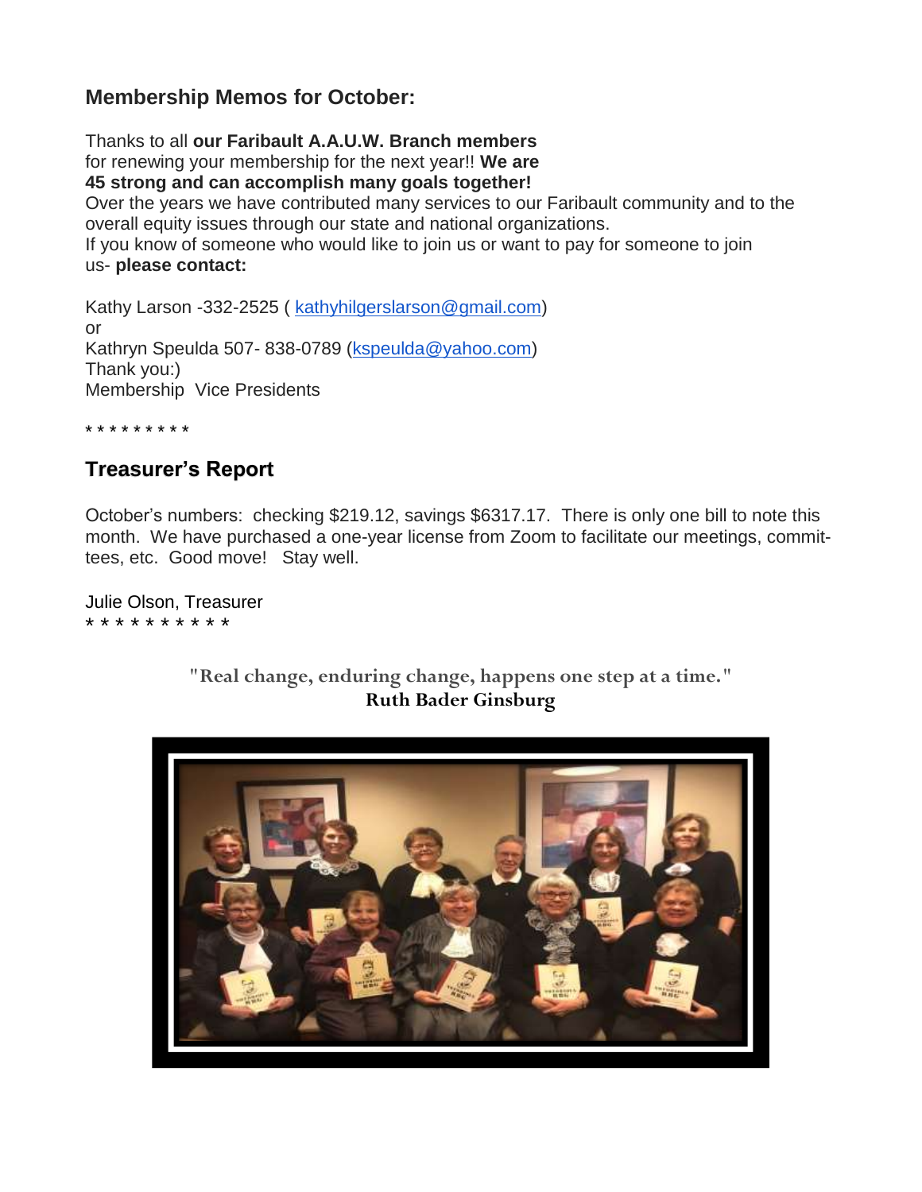## Membership Memos for October:

Thanks to all **our Faribault A.A.U.W. Branch members** for renewing your membership for the next year!! **We are 45 strong and can accomplish many goals together!**
Over the years we have contributed many services to our Faribault community and to the overall equity issues through our state and national organizations.
If you know of someone who would like to join us or want to pay for someone to join us- **please contact:**

Kathy Larson -332-2525 ( kathyhilgerslarson@gmail.com)
or
Kathryn Speulda 507- 838-0789 (kspeulda@yahoo.com)
Thank you:)
Membership Vice Presidents

* * * * * * * * *

## Treasurer's Report

October's numbers: checking $219.12, savings $6317.17. There is only one bill to note this month. We have purchased a one-year license from Zoom to facilitate our meetings, committees, etc. Good move! Stay well.

Julie Olson, Treasurer
* * * * * * * * * *

**"Real change, enduring change, happens one step at a time."**
**Ruth Bader Ginsburg**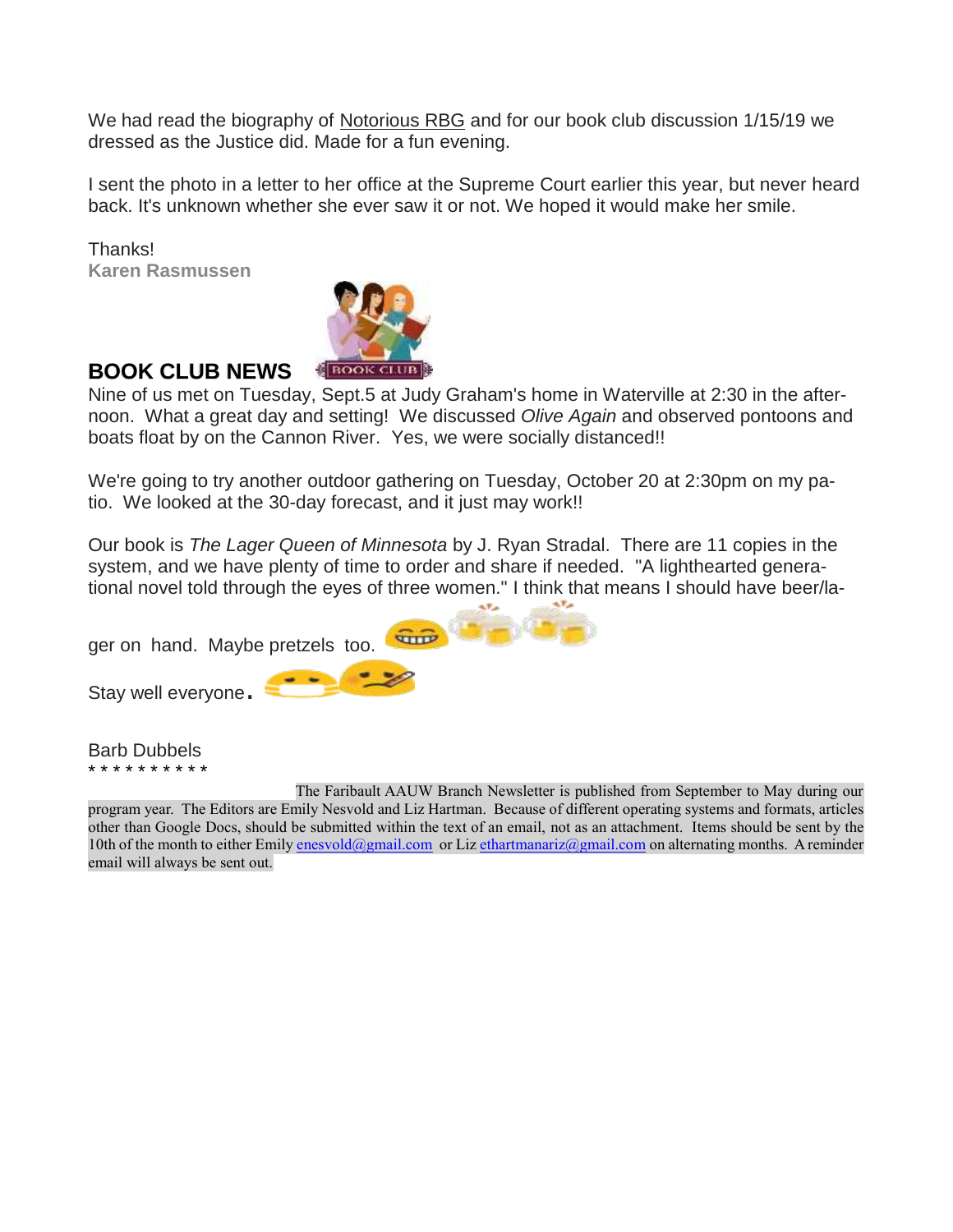We had read the biography of Notorious RBG and for our book club discussion 1/15/19 we dressed as the Justice did. Made for a fun evening.

I sent the photo in a letter to her office at the Supreme Court earlier this year, but never heard back. It's unknown whether she ever saw it or not. We hoped it would make her smile.

Thanks!
**Karen Rasmussen**

## BOOK CLUB NEWS

Nine of us met on Tuesday, Sept.5 at Judy Graham's home in Waterville at 2:30 in the afternoon. What a great day and setting! We discussed *Olive Again* and observed pontoons and boats float by on the Cannon River. Yes, we were socially distanced!!

We're going to try another outdoor gathering on Tuesday, October 20 at 2:30pm on my patio. We looked at the 30-day forecast, and it just may work!!

Our book is *The Lager Queen of Minnesota* by J. Ryan Stradal. There are 11 copies in the system, and we have plenty of time to order and share if needed. "A lighthearted generational novel told through the eyes of three women." I think that means I should have beer/lager on hand. Maybe pretzels too.

Stay well everyone.

Barb Dubbels
* * * * * * * * * *

The Faribault AAUW Branch Newsletter is published from September to May during our program year. The Editors are Emily Nesvold and Liz Hartman. Because of different operating systems and formats, articles other than Google Docs, should be submitted within the text of an email, not as an attachment. Items should be sent by the 10th of the month to either Emily enesvold@gmail.com or Liz ethartmanariz@gmail.com on alternating months. A reminder email will always be sent out.